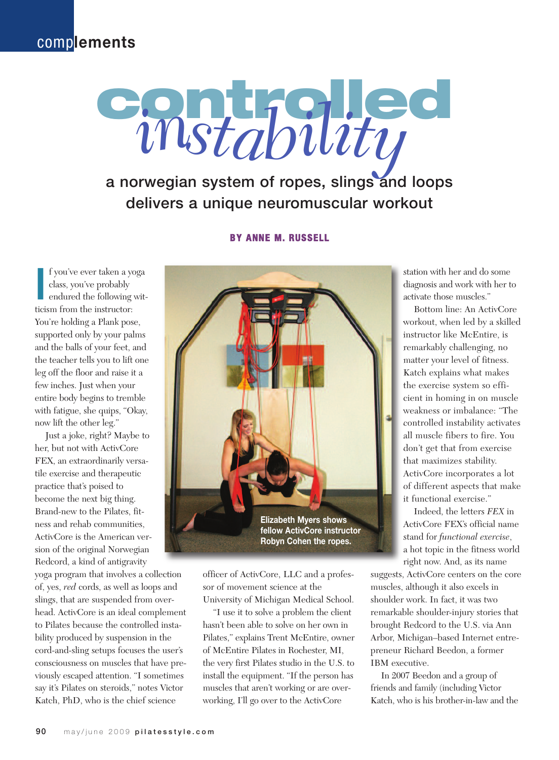complements

# controlled *instability*

## a norwegian system of ropes, slings and loops delivers a unique neuromuscular workout

**BY ANNE M. RUSSELL**

If you've ever taken a yoga class, you've probably endured the following witticism from the instructor: You're holding a Plank pose, supported only by your palms and the balls of your feet, and the teacher tells you to lift one leg off the floor and raise it a few inches. Just when your entire body begins to tremble with fatigue, she quips, "Okay, now lift the other leg."

Just a joke, right? Maybe to her, but not with ActivCore FEX, an extraordinarily versatile exercise and therapeutic practice that's poised to become the next big thing. Brand-new to the Pilates, fitness and rehab communities, ActivCore is the American version of the original Norwegian Redcord, a kind of antigravity yoga program that involves a collection of, yes, *red* cords, as well as loops and slings, that are suspended from overhead. ActivCore is an ideal complement to Pilates because the controlled instability produced by suspension in the cord-and-sling setups focuses the user's consciousness on muscles that have previously escaped attention. "I sometimes say it's Pilates on steroids," notes Victor Katch, PhD, who is the chief science officer of ActivCore, LLC and a professor of movement science at the University of Michigan Medical School.

Elizabeth Myers shows fellow ActivCore instructor Robyn Cohen the ropes.

"I use it to solve a problem the client hasn't been able to solve on her own in Pilates," explains Trent McEntire, owner of McEntire Pilates in Rochester, MI, the very first Pilates studio in the U.S. to install the equipment. "If the person has muscles that aren't working or are overworking, I'll go over to the ActivCore station with her and do some diagnosis and work with her to activate those muscles."

Bottom line: An ActivCore workout, when led by a skilled instructor like McEntire, is remarkably challenging, no matter your level of fitness. Katch explains what makes the exercise system so efficient in homing in on muscle weakness or imbalance: "The controlled instability activates all muscle fibers to fire. You don't get that from exercise that maximizes stability. ActivCore incorporates a lot of different aspects that make it functional exercise."

Indeed, the letters *FEX* in ActivCore FEX's official name stand for *functional exercise*, a hot topic in the fitness world right now. And, as its name suggests, ActivCore centers on the core muscles, although it also excels in shoulder work. In fact, it was two remarkable shoulder-injury stories that brought Redcord to the U.S. via Ann Arbor, Michigan–based Internet entrepreneur Richard Beedon, a former IBM executive.

In 2007 Beedon and a group of friends and family (including Victor Katch, who is his brother-in-law and the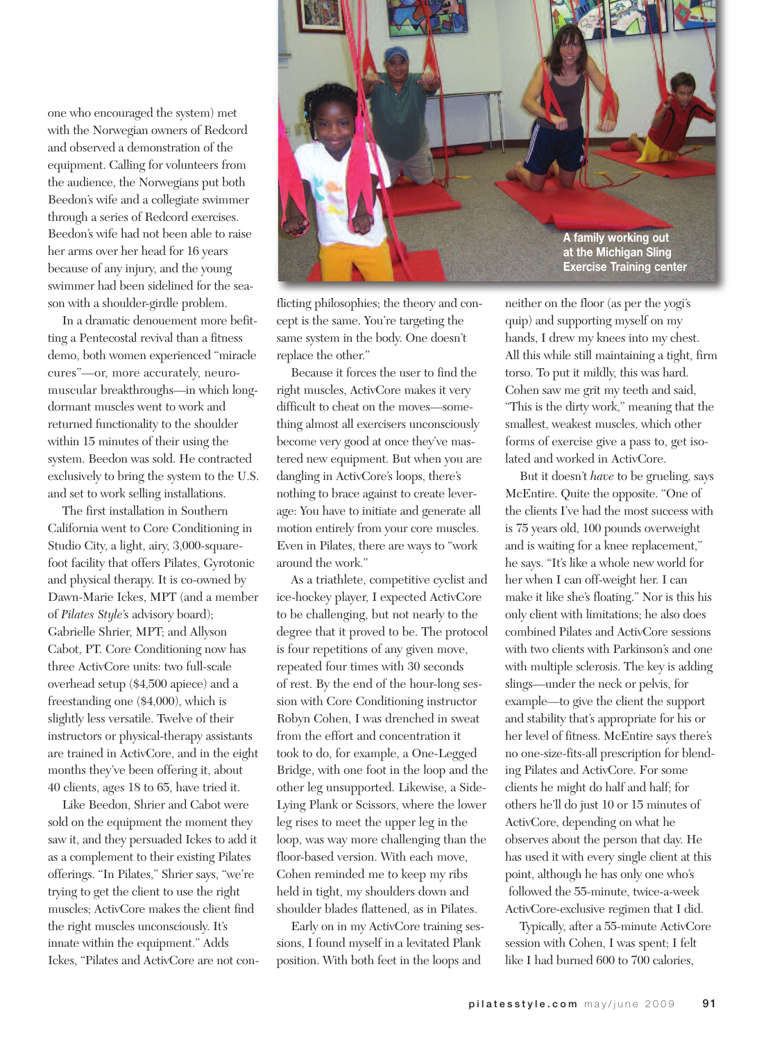one who encouraged the system) met with the Norwegian owners of Redcord and observed a demonstration of the equipment. Calling for volunteers from the audience, the Norwegians put both Beedon's wife and a collegiate swimmer through a series of Redcord exercises. Beedon's wife had not been able to raise her arms over her head for 16 years because of any injury, and the young swimmer had been sidelined for the season with a shoulder-girdle problem.

In a dramatic denouement more befitting a Pentecostal revival than a fitness demo, both women experienced "miracle cures"—or, more accurately, neuromuscular breakthroughs—in which long-dormant muscles went to work and returned functionality to the shoulder within 15 minutes of their using the system. Beedon was sold. He contracted exclusively to bring the system to the U.S. and set to work selling installations.

The first installation in Southern California went to Core Conditioning in Studio City, a light, airy, 3,000-square-foot facility that offers Pilates, Gyrotonic and physical therapy. It is co-owned by Dawn-Marie Ickes, MPT (and a member of *Pilates Style*'s advisory board); Gabrielle Shrier, MPT; and Allyson Cabot, PT. Core Conditioning now has three ActivCore units: two full-scale overhead setup ($4,500 apiece) and a freestanding one ($4,000), which is slightly less versatile. Twelve of their instructors or physical-therapy assistants are trained in ActivCore, and in the eight months they've been offering it, about 40 clients, ages 18 to 65, have tried it.

Like Beedon, Shrier and Cabot were sold on the equipment the moment they saw it, and they persuaded Ickes to add it as a complement to their existing Pilates offerings. "In Pilates," Shrier says, "we're trying to get the client to use the right muscles; ActivCore makes the client find the right muscles unconsciously. It's innate within the equipment." Adds Ickes, "Pilates and ActivCore are not conflicting philosophies; the theory and concept is the same. You're targeting the same system in the body. One doesn't replace the other."

A family working out at the Michigan Sling Exercise Training center

Because it forces the user to find the right muscles, ActivCore makes it very difficult to cheat on the moves—something almost all exercisers unconsciously become very good at once they've mastered new equipment. But when you are dangling in ActivCore's loops, there's nothing to brace against to create leverage: You have to initiate and generate all motion entirely from your core muscles. Even in Pilates, there are ways to "work around the work."

As a triathlete, competitive cyclist and ice-hockey player, I expected ActivCore to be challenging, but not nearly to the degree that it proved to be. The protocol is four repetitions of any given move, repeated four times with 30 seconds of rest. By the end of the hour-long session with Core Conditioning instructor Robyn Cohen, I was drenched in sweat from the effort and concentration it took to do, for example, a One-Legged Bridge, with one foot in the loop and the other leg unsupported. Likewise, a Side-Lying Plank or Scissors, where the lower leg rises to meet the upper leg in the loop, was way more challenging than the floor-based version. With each move, Cohen reminded me to keep my ribs held in tight, my shoulders down and shoulder blades flattened, as in Pilates.

Early on in my ActivCore training sessions, I found myself in a levitated Plank position. With both feet in the loops and neither on the floor (as per the yogi's quip) and supporting myself on my hands, I drew my knees into my chest. All this while still maintaining a tight, firm torso. To put it mildly, this was hard. Cohen saw me grit my teeth and said, "This is the dirty work," meaning that the smallest, weakest muscles, which other forms of exercise give a pass to, get isolated and worked in ActivCore.

But it doesn't *have* to be grueling, says McEntire. Quite the opposite. "One of the clients I've had the most success with is 75 years old, 100 pounds overweight and is waiting for a knee replacement," he says. "It's like a whole new world for her when I can off-weight her. I can make it like she's floating." Nor is this his only client with limitations; he also does combined Pilates and ActivCore sessions with two clients with Parkinson's and one with multiple sclerosis. The key is adding slings—under the neck or pelvis, for example—to give the client the support and stability that's appropriate for his or her level of fitness. McEntire says there's no one-size-fits-all prescription for blending Pilates and ActivCore. For some clients he might do half and half; for others he'll do just 10 or 15 minutes of ActivCore, depending on what he observes about the person that day. He has used it with every single client at this point, although he has only one who's followed the 55-minute, twice-a-week ActivCore-exclusive regimen that I did.

Typically, after a 55-minute ActivCore session with Cohen, I was spent; I felt like I had burned 600 to 700 calories,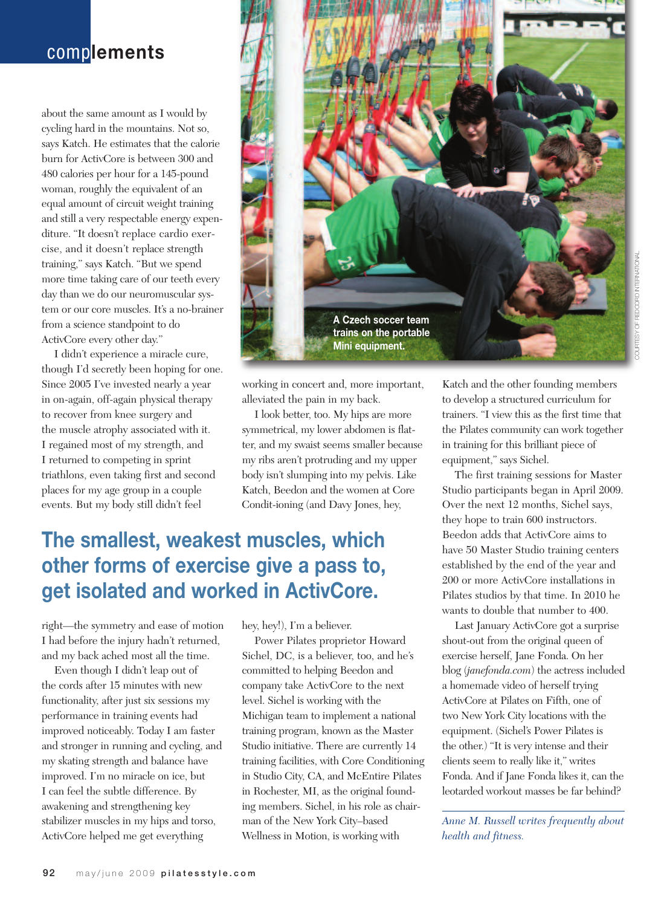about the same amount as I would by cycling hard in the mountains. Not so, says Katch. He estimates that the calorie burn for ActivCore is between 300 and 480 calories per hour for a 145-pound woman, roughly the equivalent of an equal amount of circuit weight training and still a very respectable energy expenditure. "It doesn't replace cardio exercise, and it doesn't replace strength training," says Katch. "But we spend more time taking care of our teeth every day than we do our neuromuscular system or our core muscles. It's a no-brainer from a science standpoint to do ActivCore every other day."

I didn't experience a miracle cure, though I'd secretly been hoping for one. Since 2005 I've invested nearly a year in on-again, off-again physical therapy to recover from knee surgery and the muscle atrophy associated with it. I regained most of my strength, and I returned to competing in sprint triathlons, even taking first and second places for my age group in a couple events. But my body still didn't feel right—the symmetry and ease of motion I had before the injury hadn't returned, and my back ached most all the time.

Even though I didn't leap out of the cords after 15 minutes with new functionality, after just six sessions my performance in training events had improved noticeably. Today I am faster and stronger in running and cycling, and my skating strength and balance have improved. I'm no miracle on ice, but I can feel the subtle difference. By awakening and strengthening key stabilizer muscles in my hips and torso, ActivCore helped me get everything working in concert and, more important, alleviated the pain in my back.

A Czech soccer team trains on the portable Mini equipment.

COURTESY OF REDCORD INTERNATIONAL

I look better, too. My hips are more symmetrical, my lower abdomen is flatter, and my swaist seems smaller because my ribs aren't protruding and my upper body isn't slumping into my pelvis. Like Katch, Beedon and the women at Core Condit-ioning (and Davy Jones, hey, hey, hey!), I'm a believer.

## The smallest, weakest muscles, which other forms of exercise give a pass to, get isolated and worked in ActivCore.

Power Pilates proprietor Howard Sichel, DC, is a believer, too, and he's committed to helping Beedon and company take ActivCore to the next level. Sichel is working with the Michigan team to implement a national training program, known as the Master Studio initiative. There are currently 14 training facilities, with Core Conditioning in Studio City, CA, and McEntire Pilates in Rochester, MI, as the original founding members. Sichel, in his role as chairman of the New York City–based Wellness in Motion, is working with Katch and the other founding members to develop a structured curriculum for trainers. "I view this as the first time that the Pilates community can work together in training for this brilliant piece of equipment," says Sichel.

The first training sessions for Master Studio participants began in April 2009. Over the next 12 months, Sichel says, they hope to train 600 instructors. Beedon adds that ActivCore aims to have 50 Master Studio training centers established by the end of the year and 200 or more ActivCore installations in Pilates studios by that time. In 2010 he wants to double that number to 400.

Last January ActivCore got a surprise shout-out from the original queen of exercise herself, Jane Fonda. On her blog (*janefonda.com*) the actress included a homemade video of herself trying ActivCore at Pilates on Fifth, one of two New York City locations with the equipment. (Sichel's Power Pilates is the other.) "It is very intense and their clients seem to really like it," writes Fonda. And if Jane Fonda likes it, can the leotarded workout masses be far behind?

---

*Anne M. Russell writes frequently about health and fitness.*